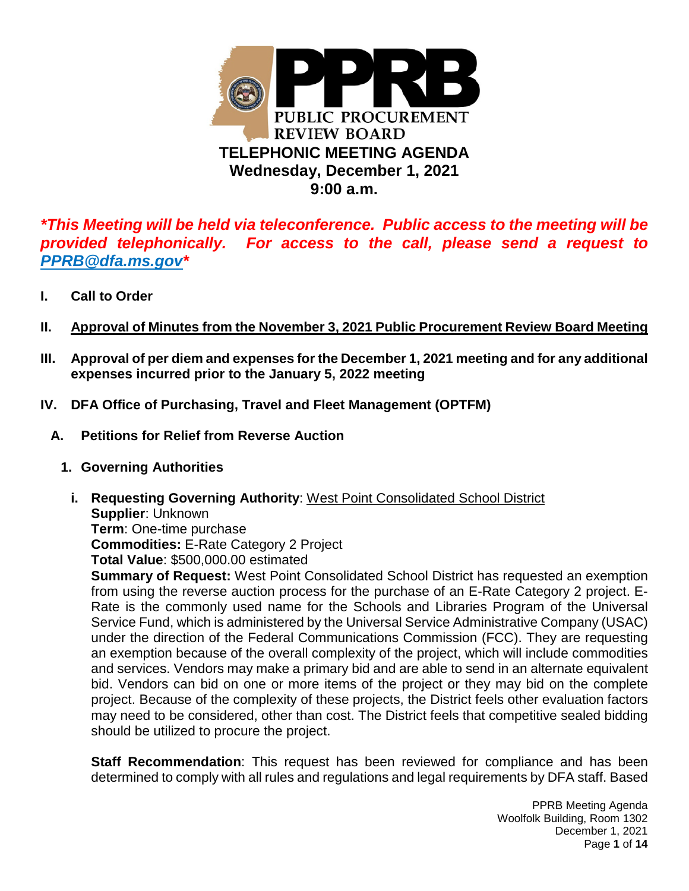# PPRB

PUBLIC PROCUREMENT REVIEW BOARD

## TELEPHONIC MEETING AGENDA
## Wednesday, December 1, 2021
## 9:00 a.m.

***This Meeting will be held via teleconference. Public access to the meeting will be provided telephonically. For access to the call, please send a request to [PPRB@dfa.ms.gov](mailto:PPRB@dfa.ms.gov)***

**I. Call to Order**

**II. Approval of Minutes from the November 3, 2021 Public Procurement Review Board Meeting**

**III. Approval of per diem and expenses for the December 1, 2021 meeting and for any additional expenses incurred prior to the January 5, 2022 meeting**

**IV. DFA Office of Purchasing, Travel and Fleet Management (OPTFM)**

**A. Petitions for Relief from Reverse Auction**

**1. Governing Authorities**

**i. Requesting Governing Authority**: West Point Consolidated School District
**Supplier**: Unknown
**Term**: One-time purchase
**Commodities:** E-Rate Category 2 Project
**Total Value**: $500,000.00 estimated
**Summary of Request:** West Point Consolidated School District has requested an exemption from using the reverse auction process for the purchase of an E-Rate Category 2 project. E-Rate is the commonly used name for the Schools and Libraries Program of the Universal Service Fund, which is administered by the Universal Service Administrative Company (USAC) under the direction of the Federal Communications Commission (FCC). They are requesting an exemption because of the overall complexity of the project, which will include commodities and services. Vendors may make a primary bid and are able to send in an alternate equivalent bid. Vendors can bid on one or more items of the project or they may bid on the complete project. Because of the complexity of these projects, the District feels other evaluation factors may need to be considered, other than cost. The District feels that competitive sealed bidding should be utilized to procure the project.

**Staff Recommendation**: This request has been reviewed for compliance and has been determined to comply with all rules and regulations and legal requirements by DFA staff. Based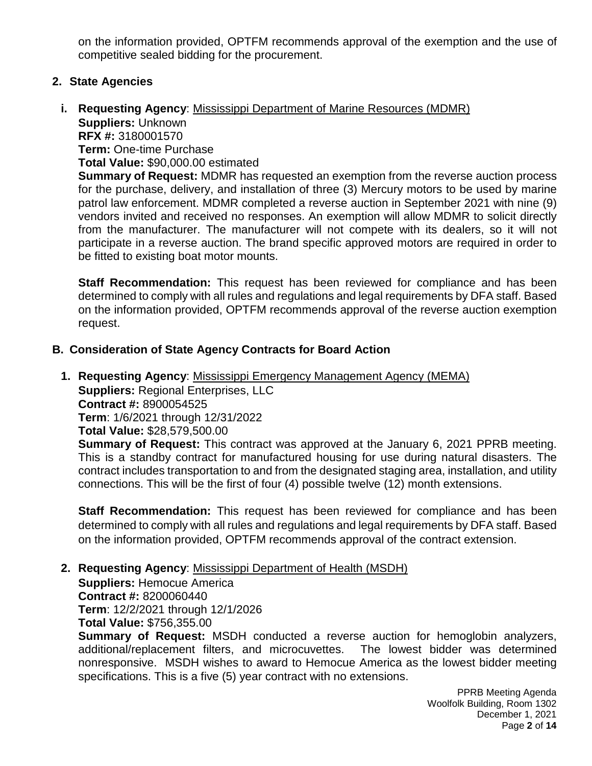on the information provided, OPTFM recommends approval of the exemption and the use of competitive sealed bidding for the procurement.

**2. State Agencies**

**i. Requesting Agency**: Mississippi Department of Marine Resources (MDMR)
**Suppliers:** Unknown
**RFX #:** 3180001570
**Term:** One-time Purchase
**Total Value:** $90,000.00 estimated
**Summary of Request:** MDMR has requested an exemption from the reverse auction process for the purchase, delivery, and installation of three (3) Mercury motors to be used by marine patrol law enforcement. MDMR completed a reverse auction in September 2021 with nine (9) vendors invited and received no responses. An exemption will allow MDMR to solicit directly from the manufacturer. The manufacturer will not compete with its dealers, so it will not participate in a reverse auction. The brand specific approved motors are required in order to be fitted to existing boat motor mounts.

**Staff Recommendation:** This request has been reviewed for compliance and has been determined to comply with all rules and regulations and legal requirements by DFA staff. Based on the information provided, OPTFM recommends approval of the reverse auction exemption request.

## B. Consideration of State Agency Contracts for Board Action

**1. Requesting Agency**: Mississippi Emergency Management Agency (MEMA)
**Suppliers:** Regional Enterprises, LLC
**Contract #:** 8900054525
**Term**: 1/6/2021 through 12/31/2022
**Total Value:** $28,579,500.00
**Summary of Request:** This contract was approved at the January 6, 2021 PPRB meeting. This is a standby contract for manufactured housing for use during natural disasters. The contract includes transportation to and from the designated staging area, installation, and utility connections. This will be the first of four (4) possible twelve (12) month extensions.

**Staff Recommendation:** This request has been reviewed for compliance and has been determined to comply with all rules and regulations and legal requirements by DFA staff. Based on the information provided, OPTFM recommends approval of the contract extension.

**2. Requesting Agency**: Mississippi Department of Health (MSDH)
**Suppliers:** Hemocue America
**Contract #:** 8200060440
**Term**: 12/2/2021 through 12/1/2026
**Total Value:** $756,355.00
**Summary of Request:** MSDH conducted a reverse auction for hemoglobin analyzers, additional/replacement filters, and microcuvettes. The lowest bidder was determined nonresponsive. MSDH wishes to award to Hemocue America as the lowest bidder meeting specifications. This is a five (5) year contract with no extensions.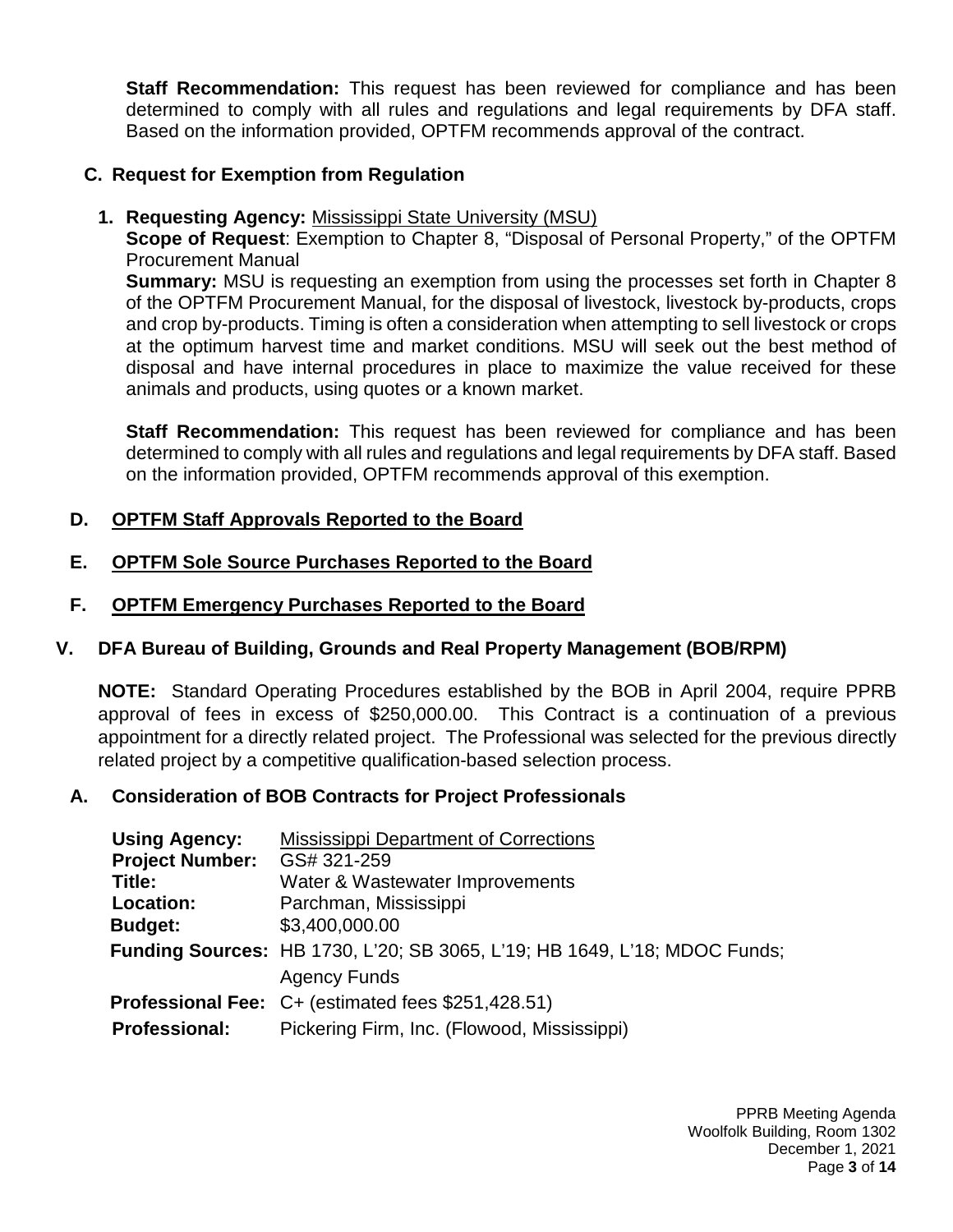**Staff Recommendation:** This request has been reviewed for compliance and has been determined to comply with all rules and regulations and legal requirements by DFA staff. Based on the information provided, OPTFM recommends approval of the contract.

### C. Request for Exemption from Regulation

1. **Requesting Agency:** Mississippi State University (MSU)

   **Scope of Request**: Exemption to Chapter 8, "Disposal of Personal Property," of the OPTFM Procurement Manual

   **Summary:** MSU is requesting an exemption from using the processes set forth in Chapter 8 of the OPTFM Procurement Manual, for the disposal of livestock, livestock by-products, crops and crop by-products. Timing is often a consideration when attempting to sell livestock or crops at the optimum harvest time and market conditions. MSU will seek out the best method of disposal and have internal procedures in place to maximize the value received for these animals and products, using quotes or a known market.

   **Staff Recommendation:** This request has been reviewed for compliance and has been determined to comply with all rules and regulations and legal requirements by DFA staff. Based on the information provided, OPTFM recommends approval of this exemption.

### D. OPTFM Staff Approvals Reported to the Board

### E. OPTFM Sole Source Purchases Reported to the Board

### F. OPTFM Emergency Purchases Reported to the Board

## V. DFA Bureau of Building, Grounds and Real Property Management (BOB/RPM)

**NOTE:** Standard Operating Procedures established by the BOB in April 2004, require PPRB approval of fees in excess of $250,000.00. This Contract is a continuation of a previous appointment for a directly related project. The Professional was selected for the previous directly related project by a competitive qualification-based selection process.

### A. Consideration of BOB Contracts for Project Professionals

**Using Agency:** Mississippi Department of Corrections
**Project Number:** GS# 321-259
**Title:** Water & Wastewater Improvements
**Location:** Parchman, Mississippi
**Budget:** $3,400,000.00
**Funding Sources:** HB 1730, L'20; SB 3065, L'19; HB 1649, L'18; MDOC Funds; Agency Funds
**Professional Fee:** C+ (estimated fees $251,428.51)
**Professional:** Pickering Firm, Inc. (Flowood, Mississippi)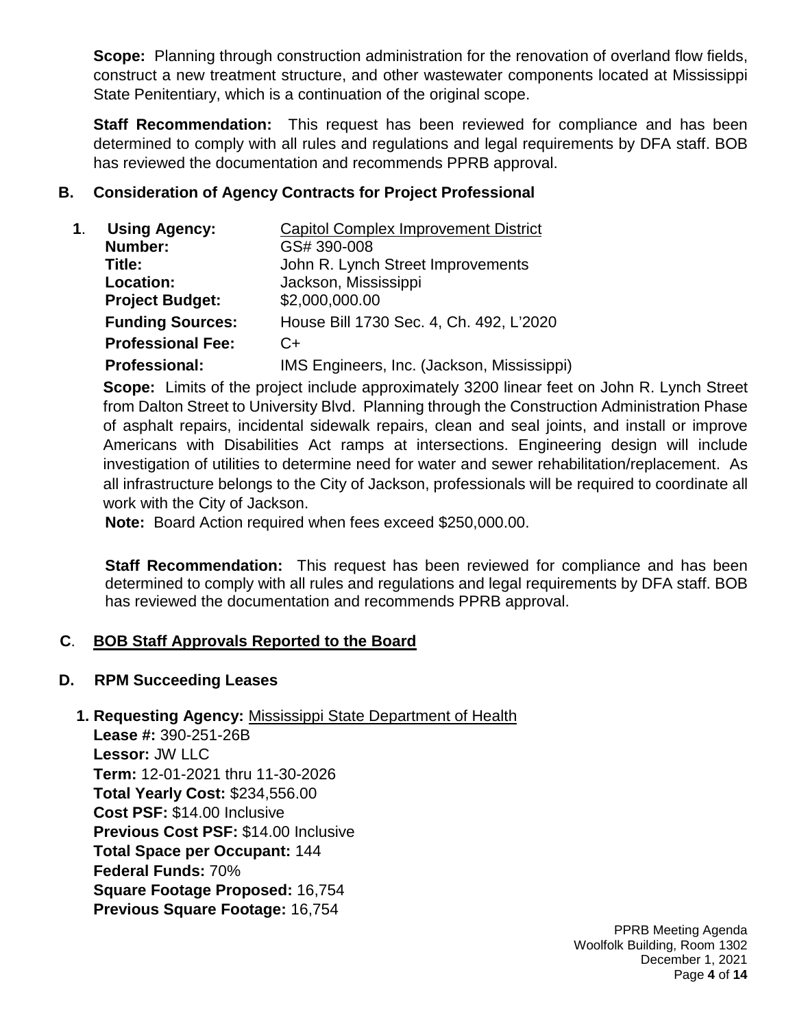**Scope:** Planning through construction administration for the renovation of overland flow fields, construct a new treatment structure, and other wastewater components located at Mississippi State Penitentiary, which is a continuation of the original scope.

**Staff Recommendation:** This request has been reviewed for compliance and has been determined to comply with all rules and regulations and legal requirements by DFA staff. BOB has reviewed the documentation and recommends PPRB approval.

## B. Consideration of Agency Contracts for Project Professional

**1. Using Agency:** Capitol Complex Improvement District
**Number:** GS# 390-008
**Title:** John R. Lynch Street Improvements
**Location:** Jackson, Mississippi
**Project Budget:** $2,000,000.00
**Funding Sources:** House Bill 1730 Sec. 4, Ch. 492, L'2020
**Professional Fee:** C+
**Professional:** IMS Engineers, Inc. (Jackson, Mississippi)

**Scope:** Limits of the project include approximately 3200 linear feet on John R. Lynch Street from Dalton Street to University Blvd. Planning through the Construction Administration Phase of asphalt repairs, incidental sidewalk repairs, clean and seal joints, and install or improve Americans with Disabilities Act ramps at intersections. Engineering design will include investigation of utilities to determine need for water and sewer rehabilitation/replacement. As all infrastructure belongs to the City of Jackson, professionals will be required to coordinate all work with the City of Jackson.

**Note:** Board Action required when fees exceed $250,000.00.

**Staff Recommendation:** This request has been reviewed for compliance and has been determined to comply with all rules and regulations and legal requirements by DFA staff. BOB has reviewed the documentation and recommends PPRB approval.

## C. BOB Staff Approvals Reported to the Board

## D. RPM Succeeding Leases

**1. Requesting Agency:** Mississippi State Department of Health
**Lease #:** 390-251-26B
**Lessor:** JW LLC
**Term:** 12-01-2021 thru 11-30-2026
**Total Yearly Cost:** $234,556.00
**Cost PSF:** $14.00 Inclusive
**Previous Cost PSF:** $14.00 Inclusive
**Total Space per Occupant:** 144
**Federal Funds:** 70%
**Square Footage Proposed:** 16,754
**Previous Square Footage:** 16,754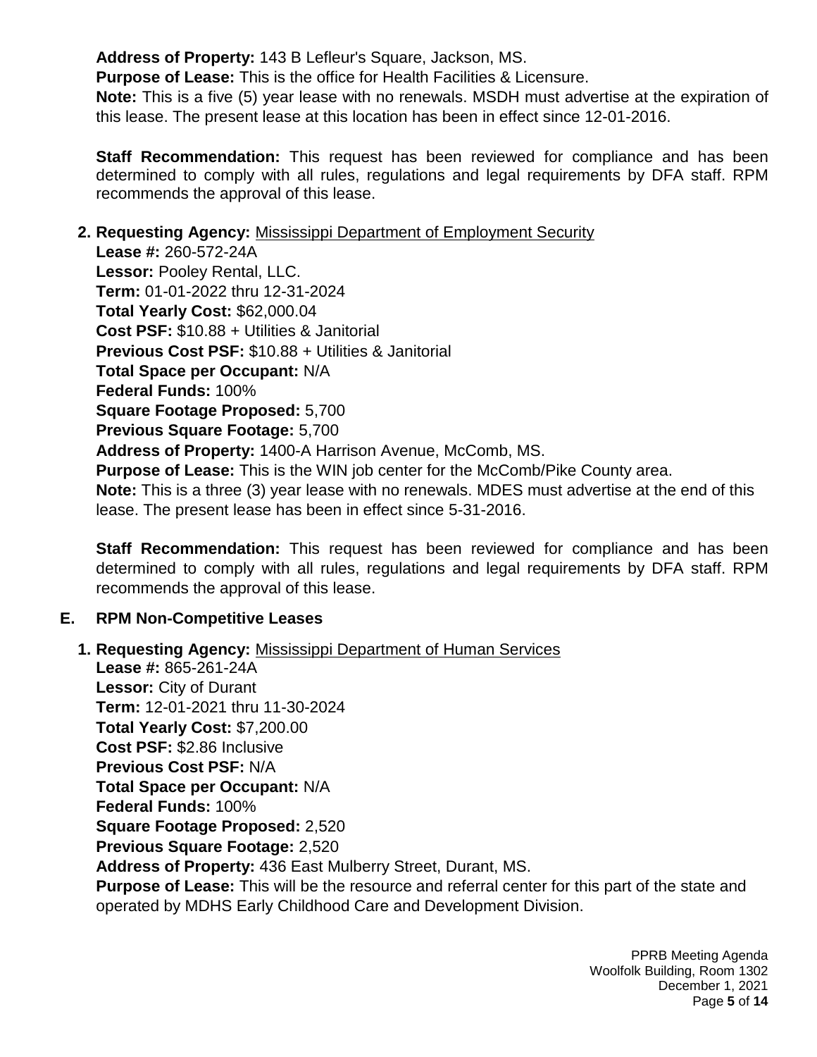**Address of Property:** 143 B Lefleur's Square, Jackson, MS.
**Purpose of Lease:** This is the office for Health Facilities & Licensure.
**Note:** This is a five (5) year lease with no renewals. MSDH must advertise at the expiration of this lease. The present lease at this location has been in effect since 12-01-2016.

**Staff Recommendation:** This request has been reviewed for compliance and has been determined to comply with all rules, regulations and legal requirements by DFA staff. RPM recommends the approval of this lease.

**2. Requesting Agency:** Mississippi Department of Employment Security
**Lease #:** 260-572-24A
**Lessor:** Pooley Rental, LLC.
**Term:** 01-01-2022 thru 12-31-2024
**Total Yearly Cost:** $62,000.04
**Cost PSF:** $10.88 + Utilities & Janitorial
**Previous Cost PSF:** $10.88 + Utilities & Janitorial
**Total Space per Occupant:** N/A
**Federal Funds:** 100%
**Square Footage Proposed:** 5,700
**Previous Square Footage:** 5,700
**Address of Property:** 1400-A Harrison Avenue, McComb, MS.
**Purpose of Lease:** This is the WIN job center for the McComb/Pike County area.
**Note:** This is a three (3) year lease with no renewals. MDES must advertise at the end of this lease. The present lease has been in effect since 5-31-2016.

**Staff Recommendation:** This request has been reviewed for compliance and has been determined to comply with all rules, regulations and legal requirements by DFA staff. RPM recommends the approval of this lease.

## E. RPM Non-Competitive Leases

**1. Requesting Agency:** Mississippi Department of Human Services
**Lease #:** 865-261-24A
**Lessor:** City of Durant
**Term:** 12-01-2021 thru 11-30-2024
**Total Yearly Cost:** $7,200.00
**Cost PSF:** $2.86 Inclusive
**Previous Cost PSF:** N/A
**Total Space per Occupant:** N/A
**Federal Funds:** 100%
**Square Footage Proposed:** 2,520
**Previous Square Footage:** 2,520
**Address of Property:** 436 East Mulberry Street, Durant, MS.
**Purpose of Lease:** This will be the resource and referral center for this part of the state and operated by MDHS Early Childhood Care and Development Division.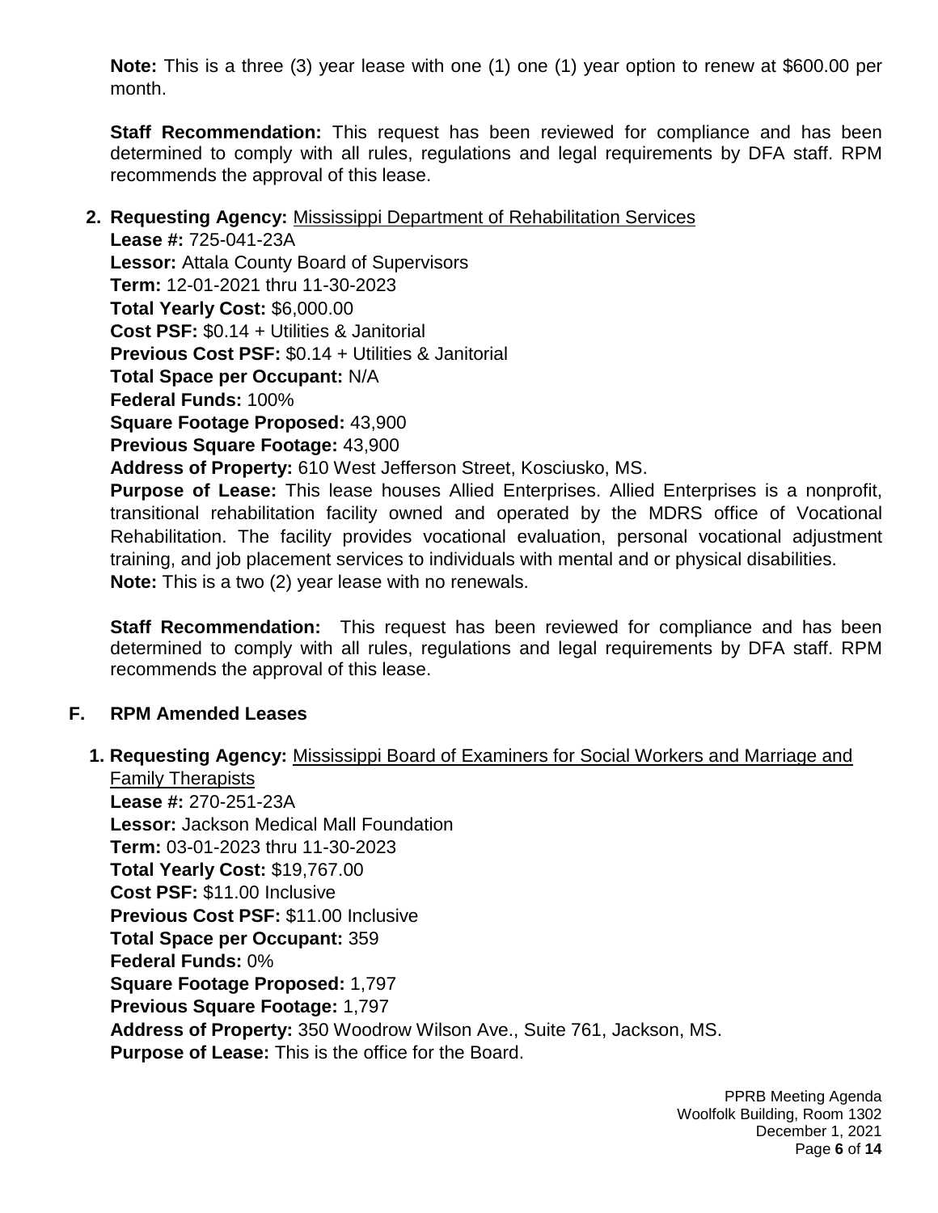**Note:** This is a three (3) year lease with one (1) one (1) year option to renew at $600.00 per month.

**Staff Recommendation:** This request has been reviewed for compliance and has been determined to comply with all rules, regulations and legal requirements by DFA staff. RPM recommends the approval of this lease.

**2. Requesting Agency:** Mississippi Department of Rehabilitation Services
**Lease #:** 725-041-23A
**Lessor:** Attala County Board of Supervisors
**Term:** 12-01-2021 thru 11-30-2023
**Total Yearly Cost:** $6,000.00
**Cost PSF:** $0.14 + Utilities & Janitorial
**Previous Cost PSF:** $0.14 + Utilities & Janitorial
**Total Space per Occupant:** N/A
**Federal Funds:** 100%
**Square Footage Proposed:** 43,900
**Previous Square Footage:** 43,900
**Address of Property:** 610 West Jefferson Street, Kosciusko, MS.
**Purpose of Lease:** This lease houses Allied Enterprises. Allied Enterprises is a nonprofit, transitional rehabilitation facility owned and operated by the MDRS office of Vocational Rehabilitation. The facility provides vocational evaluation, personal vocational adjustment training, and job placement services to individuals with mental and or physical disabilities.
**Note:** This is a two (2) year lease with no renewals.

**Staff Recommendation:** This request has been reviewed for compliance and has been determined to comply with all rules, regulations and legal requirements by DFA staff. RPM recommends the approval of this lease.

## F. RPM Amended Leases

**1. Requesting Agency:** Mississippi Board of Examiners for Social Workers and Marriage and Family Therapists
**Lease #:** 270-251-23A
**Lessor:** Jackson Medical Mall Foundation
**Term:** 03-01-2023 thru 11-30-2023
**Total Yearly Cost:** $19,767.00
**Cost PSF:** $11.00 Inclusive
**Previous Cost PSF:** $11.00 Inclusive
**Total Space per Occupant:** 359
**Federal Funds:** 0%
**Square Footage Proposed:** 1,797
**Previous Square Footage:** 1,797
**Address of Property:** 350 Woodrow Wilson Ave., Suite 761, Jackson, MS.
**Purpose of Lease:** This is the office for the Board.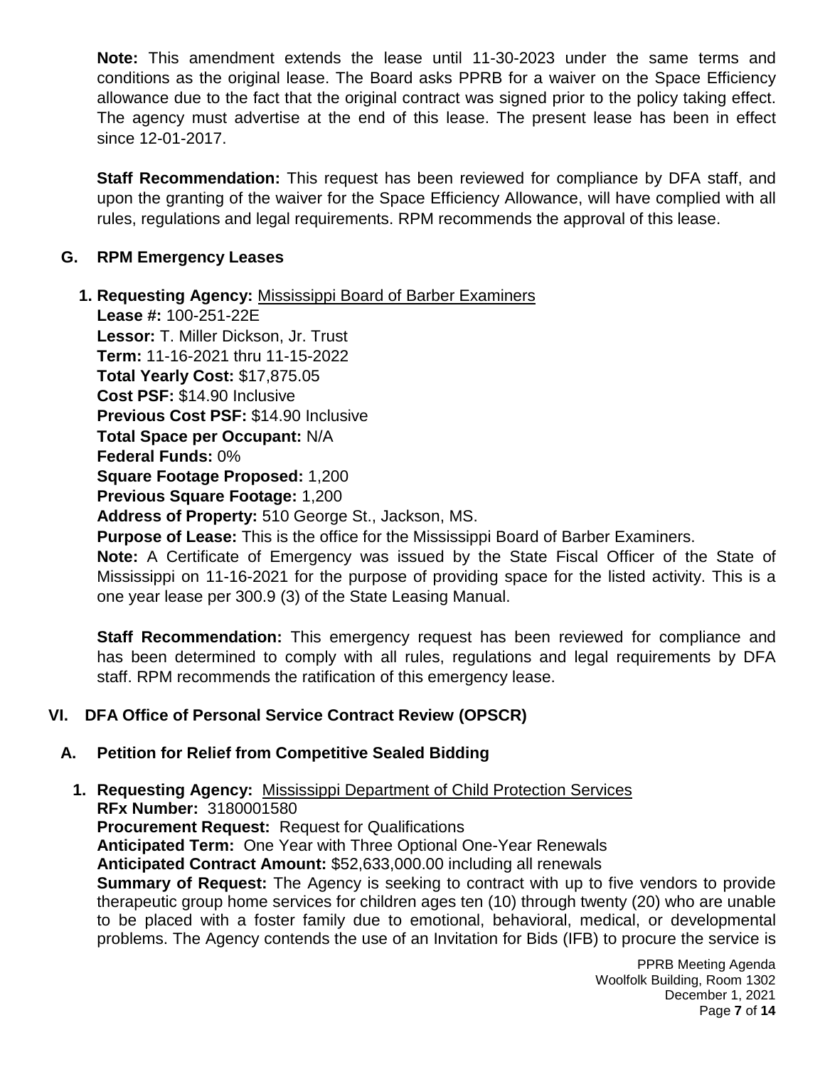**Note:** This amendment extends the lease until 11-30-2023 under the same terms and conditions as the original lease. The Board asks PPRB for a waiver on the Space Efficiency allowance due to the fact that the original contract was signed prior to the policy taking effect. The agency must advertise at the end of this lease. The present lease has been in effect since 12-01-2017.

**Staff Recommendation:** This request has been reviewed for compliance by DFA staff, and upon the granting of the waiver for the Space Efficiency Allowance, will have complied with all rules, regulations and legal requirements. RPM recommends the approval of this lease.

### G. RPM Emergency Leases

**1. Requesting Agency:** Mississippi Board of Barber Examiners
**Lease #:** 100-251-22E
**Lessor:** T. Miller Dickson, Jr. Trust
**Term:** 11-16-2021 thru 11-15-2022
**Total Yearly Cost:** $17,875.05
**Cost PSF:** $14.90 Inclusive
**Previous Cost PSF:** $14.90 Inclusive
**Total Space per Occupant:** N/A
**Federal Funds:** 0%
**Square Footage Proposed:** 1,200
**Previous Square Footage:** 1,200
**Address of Property:** 510 George St., Jackson, MS.
**Purpose of Lease:** This is the office for the Mississippi Board of Barber Examiners.
**Note:** A Certificate of Emergency was issued by the State Fiscal Officer of the State of Mississippi on 11-16-2021 for the purpose of providing space for the listed activity. This is a one year lease per 300.9 (3) of the State Leasing Manual.

**Staff Recommendation:** This emergency request has been reviewed for compliance and has been determined to comply with all rules, regulations and legal requirements by DFA staff. RPM recommends the ratification of this emergency lease.

## VI. DFA Office of Personal Service Contract Review (OPSCR)

### A. Petition for Relief from Competitive Sealed Bidding

**1. Requesting Agency:** Mississippi Department of Child Protection Services
**RFx Number:** 3180001580
**Procurement Request:** Request for Qualifications
**Anticipated Term:** One Year with Three Optional One-Year Renewals
**Anticipated Contract Amount:** $52,633,000.00 including all renewals
**Summary of Request:** The Agency is seeking to contract with up to five vendors to provide therapeutic group home services for children ages ten (10) through twenty (20) who are unable to be placed with a foster family due to emotional, behavioral, medical, or developmental problems. The Agency contends the use of an Invitation for Bids (IFB) to procure the service is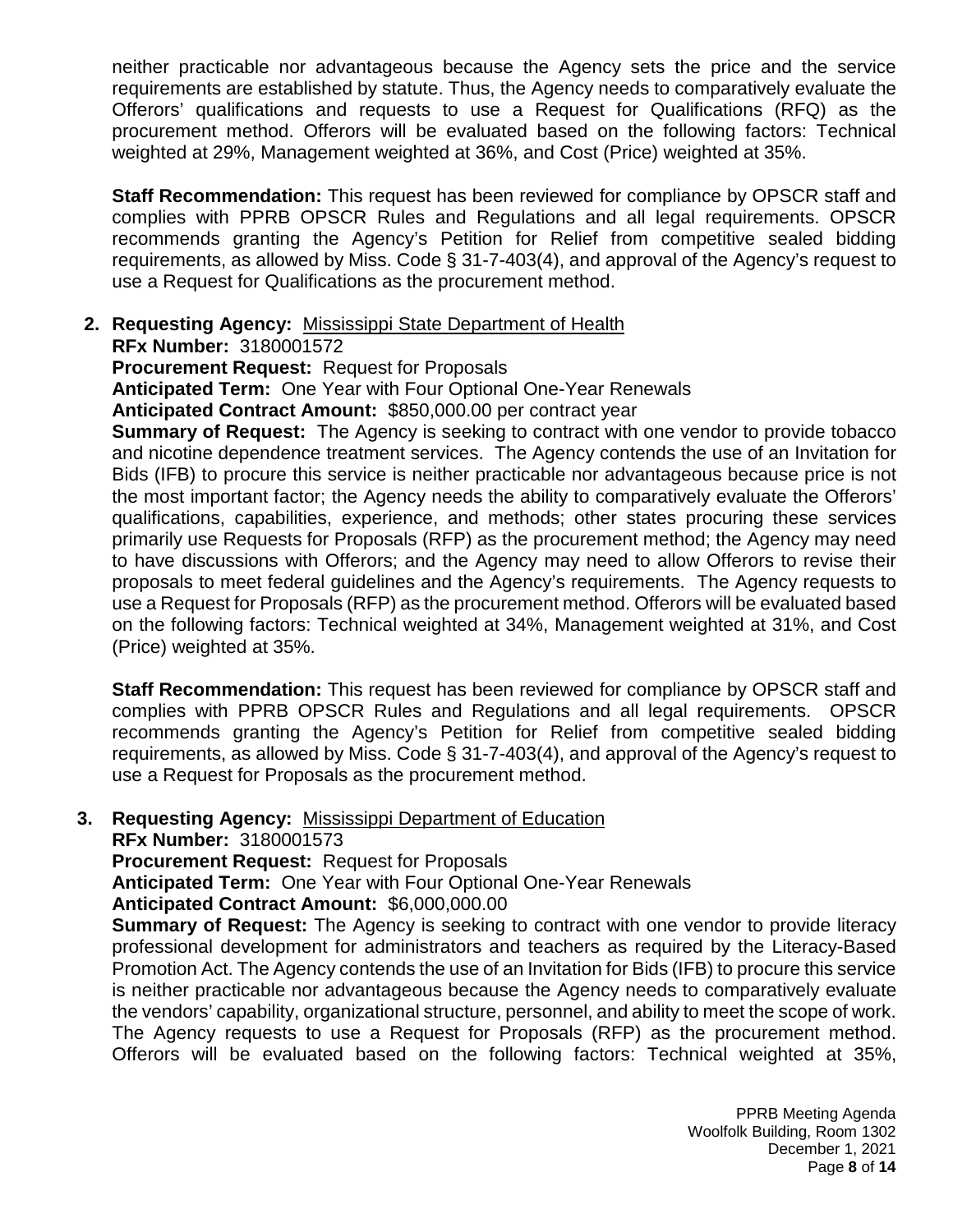neither practicable nor advantageous because the Agency sets the price and the service requirements are established by statute. Thus, the Agency needs to comparatively evaluate the Offerors' qualifications and requests to use a Request for Qualifications (RFQ) as the procurement method. Offerors will be evaluated based on the following factors: Technical weighted at 29%, Management weighted at 36%, and Cost (Price) weighted at 35%.

**Staff Recommendation:** This request has been reviewed for compliance by OPSCR staff and complies with PPRB OPSCR Rules and Regulations and all legal requirements. OPSCR recommends granting the Agency's Petition for Relief from competitive sealed bidding requirements, as allowed by Miss. Code § 31-7-403(4), and approval of the Agency's request to use a Request for Qualifications as the procurement method.

2. **Requesting Agency:** Mississippi State Department of Health
**RFx Number:** 3180001572
**Procurement Request:** Request for Proposals
**Anticipated Term:** One Year with Four Optional One-Year Renewals
**Anticipated Contract Amount:** $850,000.00 per contract year
**Summary of Request:** The Agency is seeking to contract with one vendor to provide tobacco and nicotine dependence treatment services. The Agency contends the use of an Invitation for Bids (IFB) to procure this service is neither practicable nor advantageous because price is not the most important factor; the Agency needs the ability to comparatively evaluate the Offerors' qualifications, capabilities, experience, and methods; other states procuring these services primarily use Requests for Proposals (RFP) as the procurement method; the Agency may need to have discussions with Offerors; and the Agency may need to allow Offerors to revise their proposals to meet federal guidelines and the Agency's requirements. The Agency requests to use a Request for Proposals (RFP) as the procurement method. Offerors will be evaluated based on the following factors: Technical weighted at 34%, Management weighted at 31%, and Cost (Price) weighted at 35%.

**Staff Recommendation:** This request has been reviewed for compliance by OPSCR staff and complies with PPRB OPSCR Rules and Regulations and all legal requirements. OPSCR recommends granting the Agency's Petition for Relief from competitive sealed bidding requirements, as allowed by Miss. Code § 31-7-403(4), and approval of the Agency's request to use a Request for Proposals as the procurement method.

3. **Requesting Agency:** Mississippi Department of Education
**RFx Number:** 3180001573
**Procurement Request:** Request for Proposals
**Anticipated Term:** One Year with Four Optional One-Year Renewals
**Anticipated Contract Amount:** $6,000,000.00
**Summary of Request:** The Agency is seeking to contract with one vendor to provide literacy professional development for administrators and teachers as required by the Literacy-Based Promotion Act. The Agency contends the use of an Invitation for Bids (IFB) to procure this service is neither practicable nor advantageous because the Agency needs to comparatively evaluate the vendors' capability, organizational structure, personnel, and ability to meet the scope of work. The Agency requests to use a Request for Proposals (RFP) as the procurement method. Offerors will be evaluated based on the following factors: Technical weighted at 35%,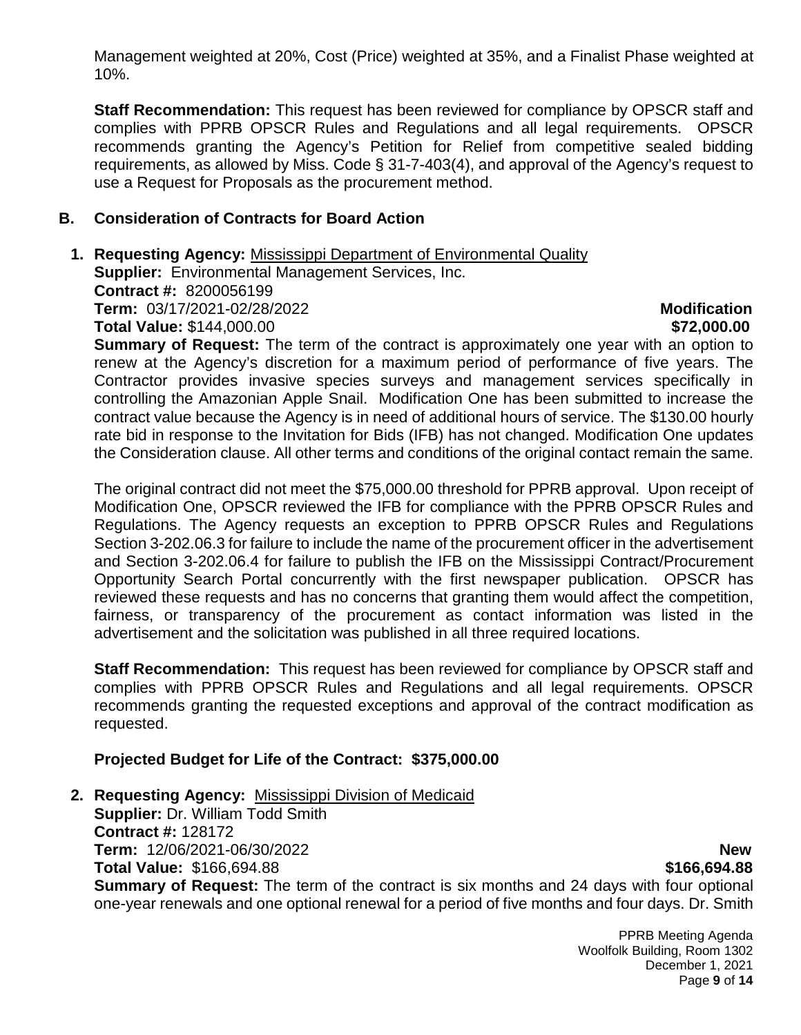Management weighted at 20%, Cost (Price) weighted at 35%, and a Finalist Phase weighted at 10%.

**Staff Recommendation:** This request has been reviewed for compliance by OPSCR staff and complies with PPRB OPSCR Rules and Regulations and all legal requirements. OPSCR recommends granting the Agency's Petition for Relief from competitive sealed bidding requirements, as allowed by Miss. Code § 31-7-403(4), and approval of the Agency's request to use a Request for Proposals as the procurement method.

## B. Consideration of Contracts for Board Action

**1. Requesting Agency:** Mississippi Department of Environmental Quality
**Supplier:** Environmental Management Services, Inc.
**Contract #:** 8200056199
**Term:** 03/17/2021-02/28/2022 **Modification**
**Total Value:** $144,000.00 **$72,000.00**
**Summary of Request:** The term of the contract is approximately one year with an option to renew at the Agency's discretion for a maximum period of performance of five years. The Contractor provides invasive species surveys and management services specifically in controlling the Amazonian Apple Snail. Modification One has been submitted to increase the contract value because the Agency is in need of additional hours of service. The $130.00 hourly rate bid in response to the Invitation for Bids (IFB) has not changed. Modification One updates the Consideration clause. All other terms and conditions of the original contact remain the same.

The original contract did not meet the $75,000.00 threshold for PPRB approval. Upon receipt of Modification One, OPSCR reviewed the IFB for compliance with the PPRB OPSCR Rules and Regulations. The Agency requests an exception to PPRB OPSCR Rules and Regulations Section 3-202.06.3 for failure to include the name of the procurement officer in the advertisement and Section 3-202.06.4 for failure to publish the IFB on the Mississippi Contract/Procurement Opportunity Search Portal concurrently with the first newspaper publication. OPSCR has reviewed these requests and has no concerns that granting them would affect the competition, fairness, or transparency of the procurement as contact information was listed in the advertisement and the solicitation was published in all three required locations.

**Staff Recommendation:** This request has been reviewed for compliance by OPSCR staff and complies with PPRB OPSCR Rules and Regulations and all legal requirements. OPSCR recommends granting the requested exceptions and approval of the contract modification as requested.

**Projected Budget for Life of the Contract: $375,000.00**

**2. Requesting Agency:** Mississippi Division of Medicaid
**Supplier:** Dr. William Todd Smith
**Contract #:** 128172
**Term:** 12/06/2021-06/30/2022 **New**
**Total Value:** $166,694.88 **$166,694.88**
**Summary of Request:** The term of the contract is six months and 24 days with four optional one-year renewals and one optional renewal for a period of five months and four days. Dr. Smith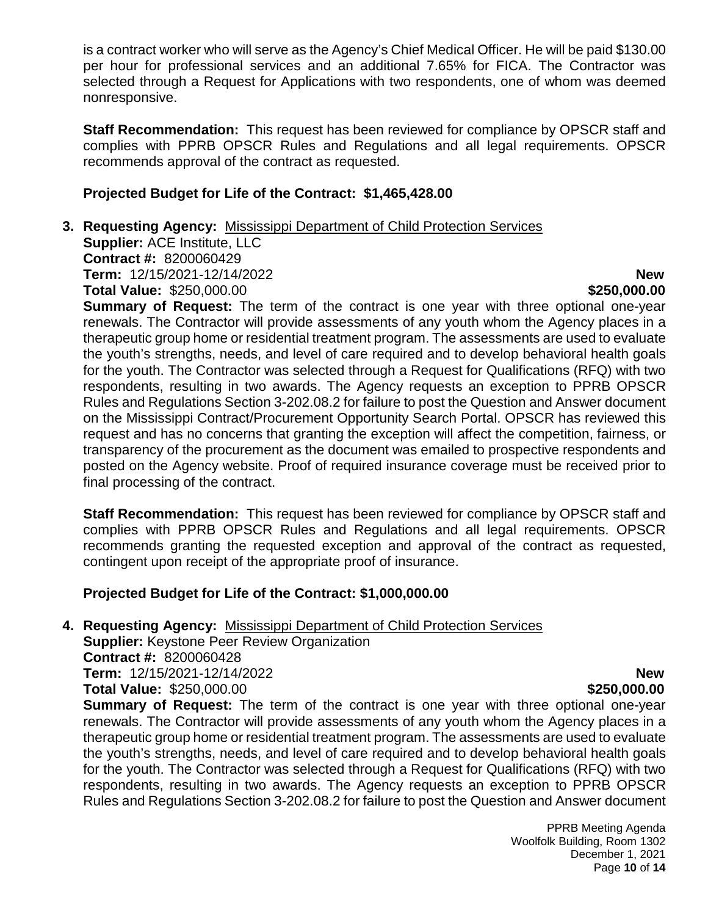is a contract worker who will serve as the Agency's Chief Medical Officer. He will be paid $130.00 per hour for professional services and an additional 7.65% for FICA. The Contractor was selected through a Request for Applications with two respondents, one of whom was deemed nonresponsive.

**Staff Recommendation:** This request has been reviewed for compliance by OPSCR staff and complies with PPRB OPSCR Rules and Regulations and all legal requirements. OPSCR recommends approval of the contract as requested.

**Projected Budget for Life of the Contract: $1,465,428.00**

3. **Requesting Agency:** Mississippi Department of Child Protection Services
**Supplier:** ACE Institute, LLC
**Contract #:** 8200060429
**Term:** 12/15/2021-12/14/2022 **New**
**Total Value:** $250,000.00 **$250,000.00**
**Summary of Request:** The term of the contract is one year with three optional one-year renewals. The Contractor will provide assessments of any youth whom the Agency places in a therapeutic group home or residential treatment program. The assessments are used to evaluate the youth's strengths, needs, and level of care required and to develop behavioral health goals for the youth. The Contractor was selected through a Request for Qualifications (RFQ) with two respondents, resulting in two awards. The Agency requests an exception to PPRB OPSCR Rules and Regulations Section 3-202.08.2 for failure to post the Question and Answer document on the Mississippi Contract/Procurement Opportunity Search Portal. OPSCR has reviewed this request and has no concerns that granting the exception will affect the competition, fairness, or transparency of the procurement as the document was emailed to prospective respondents and posted on the Agency website. Proof of required insurance coverage must be received prior to final processing of the contract.

**Staff Recommendation:** This request has been reviewed for compliance by OPSCR staff and complies with PPRB OPSCR Rules and Regulations and all legal requirements. OPSCR recommends granting the requested exception and approval of the contract as requested, contingent upon receipt of the appropriate proof of insurance.

**Projected Budget for Life of the Contract: $1,000,000.00**

4. **Requesting Agency:** Mississippi Department of Child Protection Services
**Supplier:** Keystone Peer Review Organization
**Contract #:** 8200060428
**Term:** 12/15/2021-12/14/2022 **New**
**Total Value:** $250,000.00 **$250,000.00**
**Summary of Request:** The term of the contract is one year with three optional one-year renewals. The Contractor will provide assessments of any youth whom the Agency places in a therapeutic group home or residential treatment program. The assessments are used to evaluate the youth's strengths, needs, and level of care required and to develop behavioral health goals for the youth. The Contractor was selected through a Request for Qualifications (RFQ) with two respondents, resulting in two awards. The Agency requests an exception to PPRB OPSCR Rules and Regulations Section 3-202.08.2 for failure to post the Question and Answer document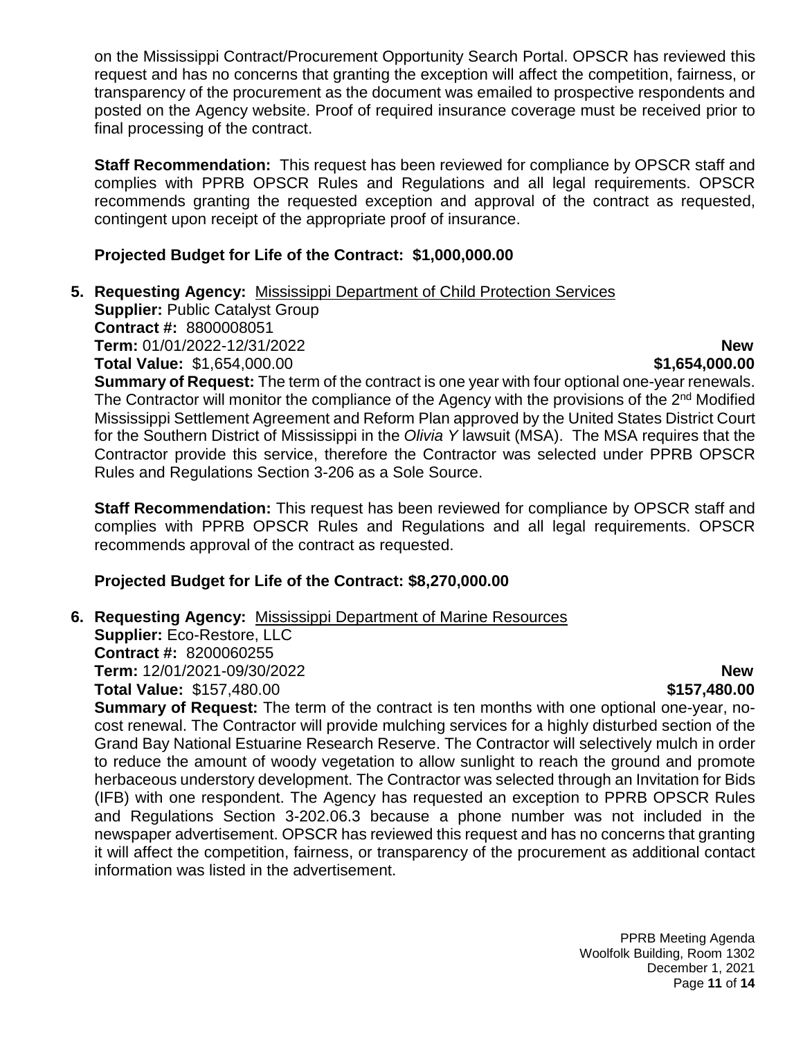on the Mississippi Contract/Procurement Opportunity Search Portal. OPSCR has reviewed this request and has no concerns that granting the exception will affect the competition, fairness, or transparency of the procurement as the document was emailed to prospective respondents and posted on the Agency website. Proof of required insurance coverage must be received prior to final processing of the contract.

**Staff Recommendation:** This request has been reviewed for compliance by OPSCR staff and complies with PPRB OPSCR Rules and Regulations and all legal requirements. OPSCR recommends granting the requested exception and approval of the contract as requested, contingent upon receipt of the appropriate proof of insurance.

**Projected Budget for Life of the Contract: $1,000,000.00**

**5. Requesting Agency:** Mississippi Department of Child Protection Services
**Supplier:** Public Catalyst Group
**Contract #:** 8800008051
**Term:** 01/01/2022-12/31/2022 **New**
**Total Value:** \$1,654,000.00 **\$1,654,000.00**
**Summary of Request:** The term of the contract is one year with four optional one-year renewals. The Contractor will monitor the compliance of the Agency with the provisions of the 2nd Modified Mississippi Settlement Agreement and Reform Plan approved by the United States District Court for the Southern District of Mississippi in the *Olivia Y* lawsuit (MSA). The MSA requires that the Contractor provide this service, therefore the Contractor was selected under PPRB OPSCR Rules and Regulations Section 3-206 as a Sole Source.

**Staff Recommendation:** This request has been reviewed for compliance by OPSCR staff and complies with PPRB OPSCR Rules and Regulations and all legal requirements. OPSCR recommends approval of the contract as requested.

**Projected Budget for Life of the Contract: $8,270,000.00**

**6. Requesting Agency:** Mississippi Department of Marine Resources
**Supplier:** Eco-Restore, LLC
**Contract #:** 8200060255
**Term:** 12/01/2021-09/30/2022 **New**
**Total Value:** \$157,480.00 **\$157,480.00**
**Summary of Request:** The term of the contract is ten months with one optional one-year, no-cost renewal. The Contractor will provide mulching services for a highly disturbed section of the Grand Bay National Estuarine Research Reserve. The Contractor will selectively mulch in order to reduce the amount of woody vegetation to allow sunlight to reach the ground and promote herbaceous understory development. The Contractor was selected through an Invitation for Bids (IFB) with one respondent. The Agency has requested an exception to PPRB OPSCR Rules and Regulations Section 3-202.06.3 because a phone number was not included in the newspaper advertisement. OPSCR has reviewed this request and has no concerns that granting it will affect the competition, fairness, or transparency of the procurement as additional contact information was listed in the advertisement.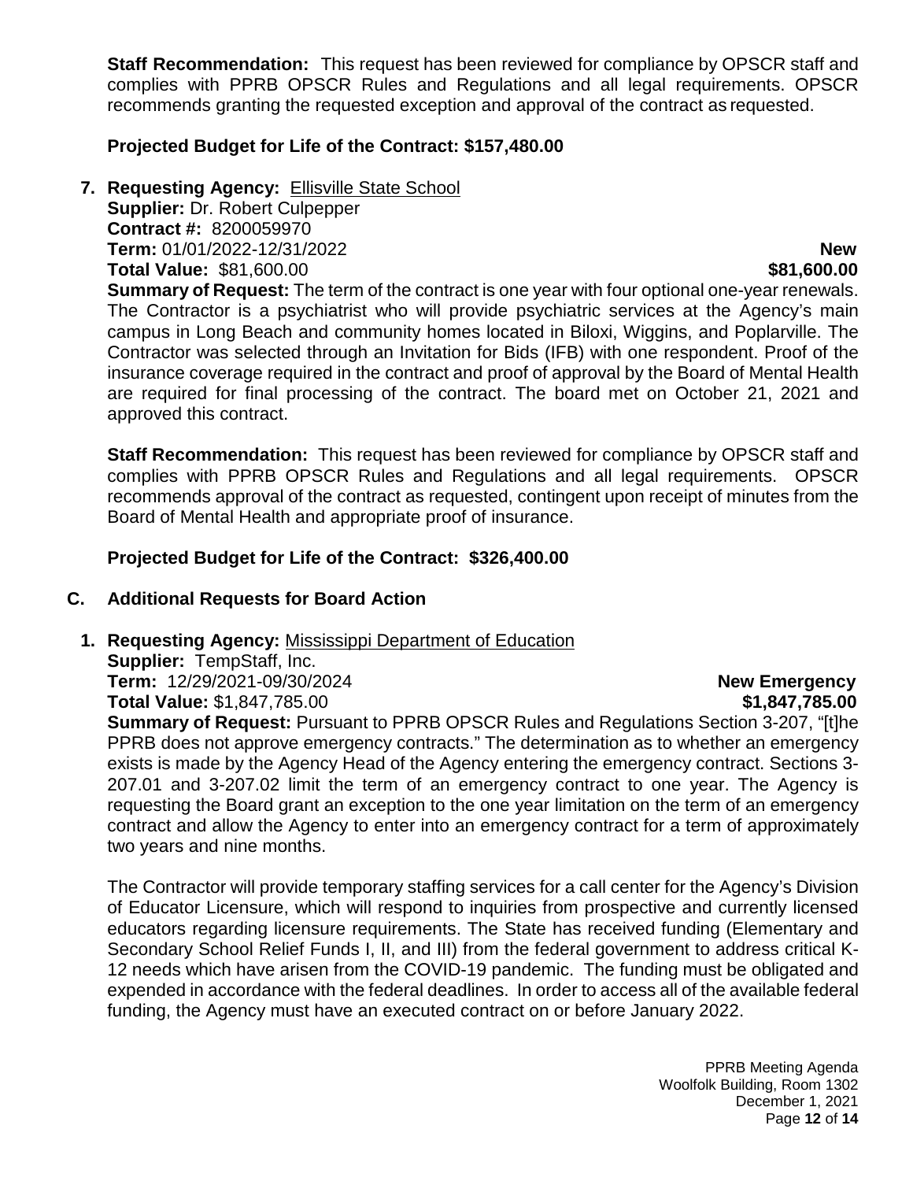**Staff Recommendation:** This request has been reviewed for compliance by OPSCR staff and complies with PPRB OPSCR Rules and Regulations and all legal requirements. OPSCR recommends granting the requested exception and approval of the contract as requested.

**Projected Budget for Life of the Contract: $157,480.00**

7. **Requesting Agency:** Ellisville State School
   **Supplier:** Dr. Robert Culpepper
   **Contract #:** 8200059970
   **Term:** 01/01/2022-12/31/2022 **New**
   **Total Value:** $81,600.00 **$81,600.00**
   **Summary of Request:** The term of the contract is one year with four optional one-year renewals. The Contractor is a psychiatrist who will provide psychiatric services at the Agency's main campus in Long Beach and community homes located in Biloxi, Wiggins, and Poplarville. The Contractor was selected through an Invitation for Bids (IFB) with one respondent. Proof of the insurance coverage required in the contract and proof of approval by the Board of Mental Health are required for final processing of the contract. The board met on October 21, 2021 and approved this contract.

   **Staff Recommendation:** This request has been reviewed for compliance by OPSCR staff and complies with PPRB OPSCR Rules and Regulations and all legal requirements. OPSCR recommends approval of the contract as requested, contingent upon receipt of minutes from the Board of Mental Health and appropriate proof of insurance.

   **Projected Budget for Life of the Contract: $326,400.00**

## C. Additional Requests for Board Action

1. **Requesting Agency:** Mississippi Department of Education
   **Supplier:** TempStaff, Inc.
   **Term:** 12/29/2021-09/30/2024 **New Emergency**
   **Total Value:** $1,847,785.00 **$1,847,785.00**
   **Summary of Request:** Pursuant to PPRB OPSCR Rules and Regulations Section 3-207, "[t]he PPRB does not approve emergency contracts." The determination as to whether an emergency exists is made by the Agency Head of the Agency entering the emergency contract. Sections 3-207.01 and 3-207.02 limit the term of an emergency contract to one year. The Agency is requesting the Board grant an exception to the one year limitation on the term of an emergency contract and allow the Agency to enter into an emergency contract for a term of approximately two years and nine months.

   The Contractor will provide temporary staffing services for a call center for the Agency's Division of Educator Licensure, which will respond to inquiries from prospective and currently licensed educators regarding licensure requirements. The State has received funding (Elementary and Secondary School Relief Funds I, II, and III) from the federal government to address critical K-12 needs which have arisen from the COVID-19 pandemic. The funding must be obligated and expended in accordance with the federal deadlines. In order to access all of the available federal funding, the Agency must have an executed contract on or before January 2022.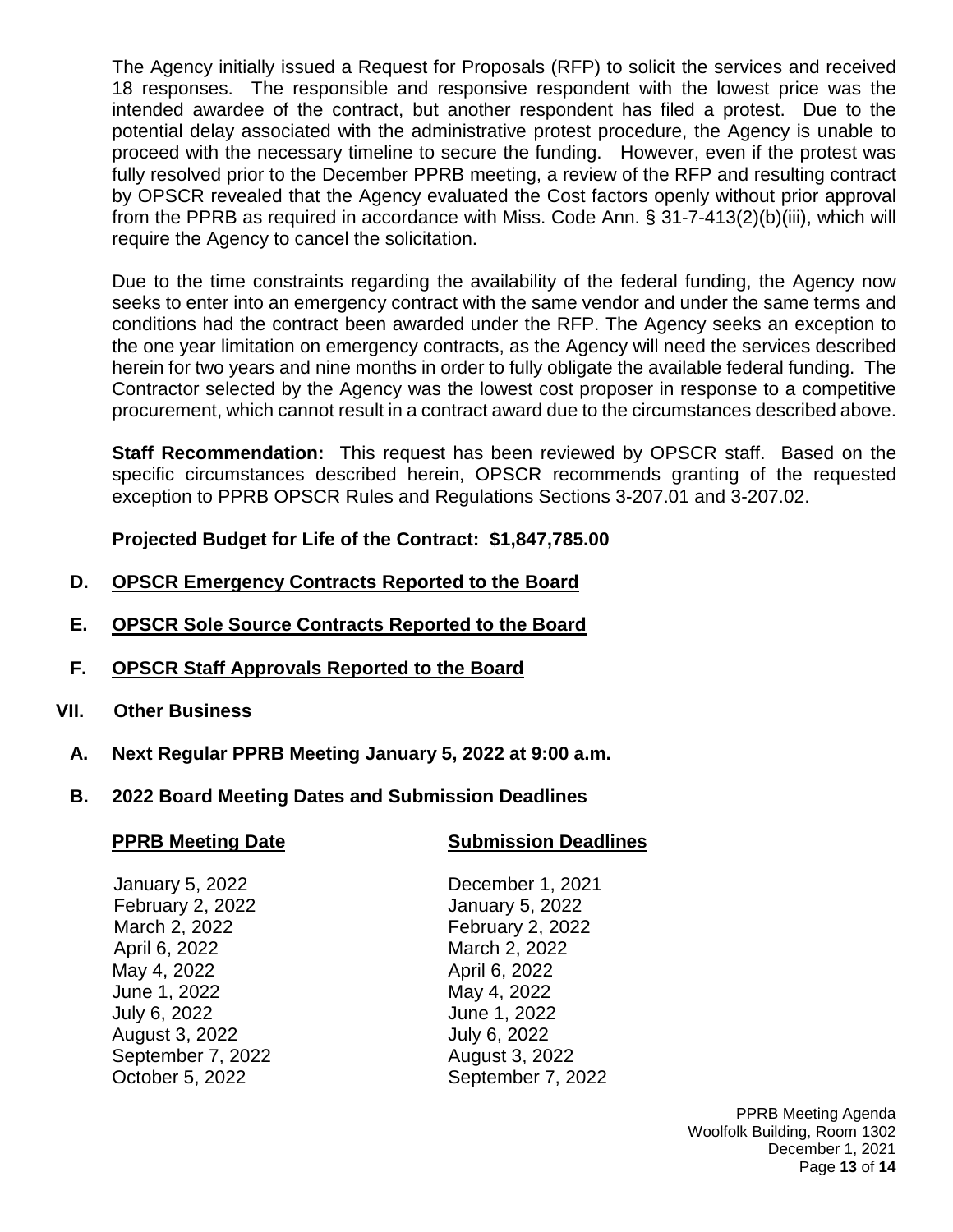The Agency initially issued a Request for Proposals (RFP) to solicit the services and received 18 responses. The responsible and responsive respondent with the lowest price was the intended awardee of the contract, but another respondent has filed a protest. Due to the potential delay associated with the administrative protest procedure, the Agency is unable to proceed with the necessary timeline to secure the funding. However, even if the protest was fully resolved prior to the December PPRB meeting, a review of the RFP and resulting contract by OPSCR revealed that the Agency evaluated the Cost factors openly without prior approval from the PPRB as required in accordance with Miss. Code Ann. § 31-7-413(2)(b)(iii), which will require the Agency to cancel the solicitation.

Due to the time constraints regarding the availability of the federal funding, the Agency now seeks to enter into an emergency contract with the same vendor and under the same terms and conditions had the contract been awarded under the RFP. The Agency seeks an exception to the one year limitation on emergency contracts, as the Agency will need the services described herein for two years and nine months in order to fully obligate the available federal funding. The Contractor selected by the Agency was the lowest cost proposer in response to a competitive procurement, which cannot result in a contract award due to the circumstances described above.

**Staff Recommendation:** This request has been reviewed by OPSCR staff. Based on the specific circumstances described herein, OPSCR recommends granting of the requested exception to PPRB OPSCR Rules and Regulations Sections 3-207.01 and 3-207.02.

**Projected Budget for Life of the Contract: $1,847,785.00**

**D. OPSCR Emergency Contracts Reported to the Board**

**E. OPSCR Sole Source Contracts Reported to the Board**

**F. OPSCR Staff Approvals Reported to the Board**

## VII. Other Business

**A. Next Regular PPRB Meeting January 5, 2022 at 9:00 a.m.**

**B. 2022 Board Meeting Dates and Submission Deadlines**

| PPRB Meeting Date | Submission Deadlines |
|---|---|
| January 5, 2022 | December 1, 2021 |
| February 2, 2022 | January 5, 2022 |
| March 2, 2022 | February 2, 2022 |
| April 6, 2022 | March 2, 2022 |
| May 4, 2022 | April 6, 2022 |
| June 1, 2022 | May 4, 2022 |
| July 6, 2022 | June 1, 2022 |
| August 3, 2022 | July 6, 2022 |
| September 7, 2022 | August 3, 2022 |
| October 5, 2022 | September 7, 2022 |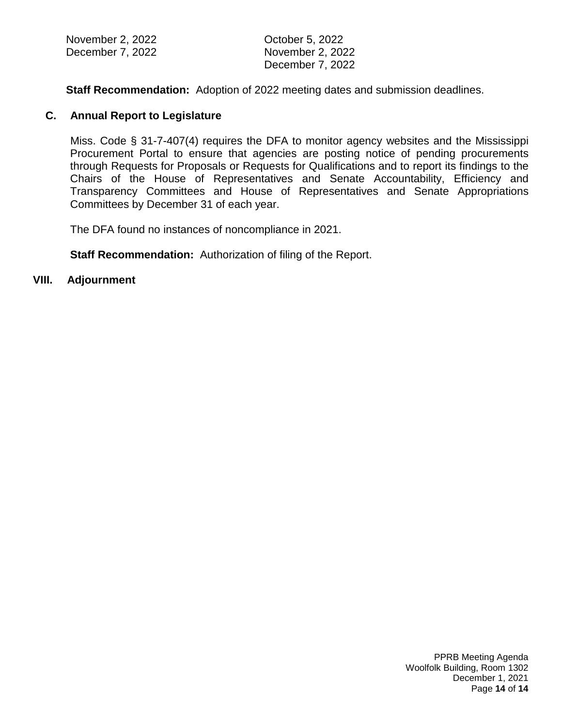| | |
|---|---|
| November 2, 2022 | October 5, 2022 |
| December 7, 2022 | November 2, 2022 |
| | December 7, 2022 |

**Staff Recommendation:** Adoption of 2022 meeting dates and submission deadlines.

### C. Annual Report to Legislature

Miss. Code § 31-7-407(4) requires the DFA to monitor agency websites and the Mississippi Procurement Portal to ensure that agencies are posting notice of pending procurements through Requests for Proposals or Requests for Qualifications and to report its findings to the Chairs of the House of Representatives and Senate Accountability, Efficiency and Transparency Committees and House of Representatives and Senate Appropriations Committees by December 31 of each year.

The DFA found no instances of noncompliance in 2021.

**Staff Recommendation:** Authorization of filing of the Report.

## VIII. Adjournment